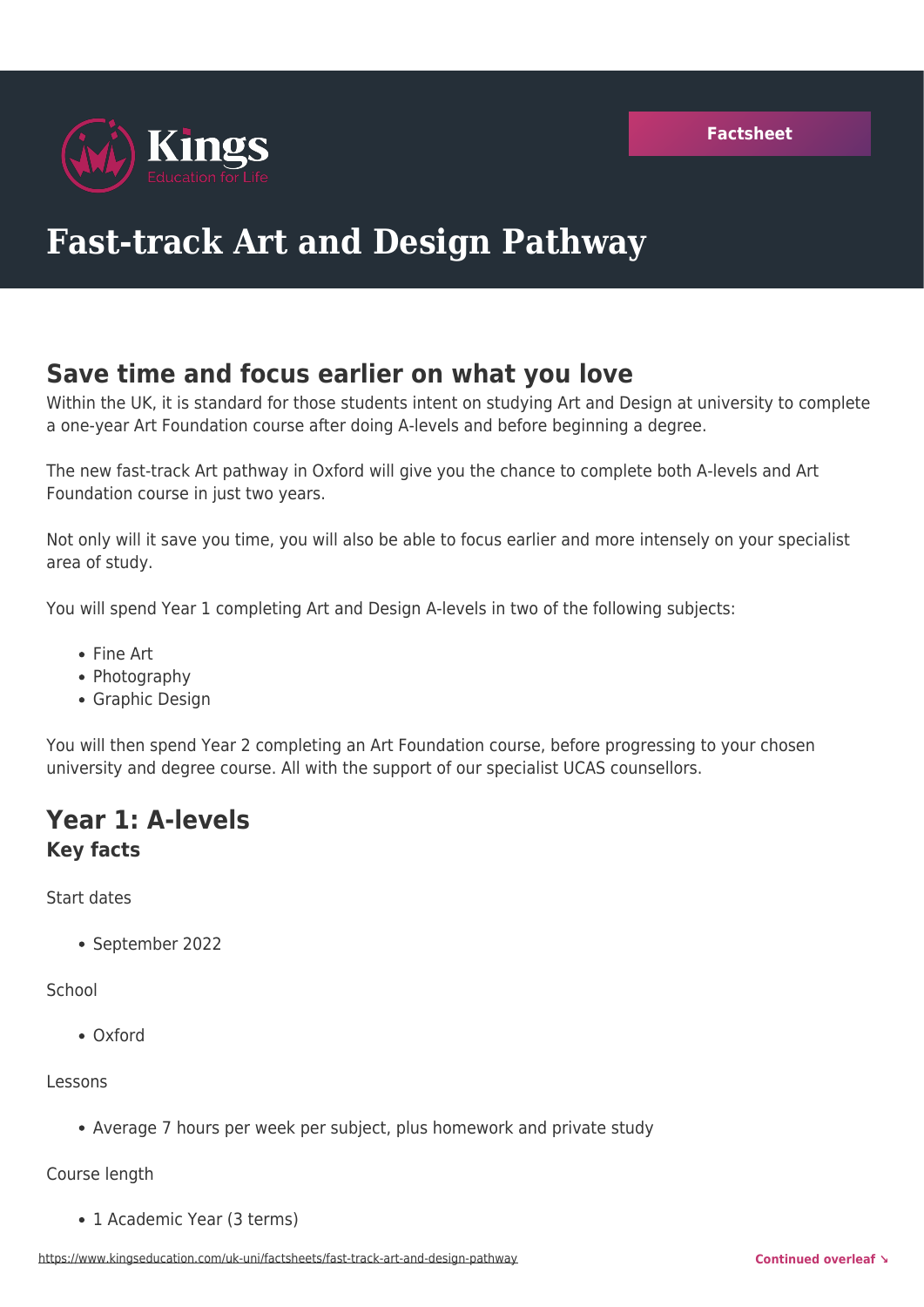Kings
Education for Life

Factsheet

# Fast-track Art and Design Pathway

## Save time and focus earlier on what you love

Within the UK, it is standard for those students intent on studying Art and Design at university to complete a one-year Art Foundation course after doing A-levels and before beginning a degree.

The new fast-track Art pathway in Oxford will give you the chance to complete both A-levels and Art Foundation course in just two years.

Not only will it save you time, you will also be able to focus earlier and more intensely on your specialist area of study.

You will spend Year 1 completing Art and Design A-levels in two of the following subjects:

- Fine Art
- Photography
- Graphic Design

You will then spend Year 2 completing an Art Foundation course, before progressing to your chosen university and degree course. All with the support of our specialist UCAS counsellors.

## Year 1: A-levels

### Key facts

Start dates

- September 2022

School

- Oxford

Lessons

- Average 7 hours per week per subject, plus homework and private study

Course length

- 1 Academic Year (3 terms)

Continued overleaf ↘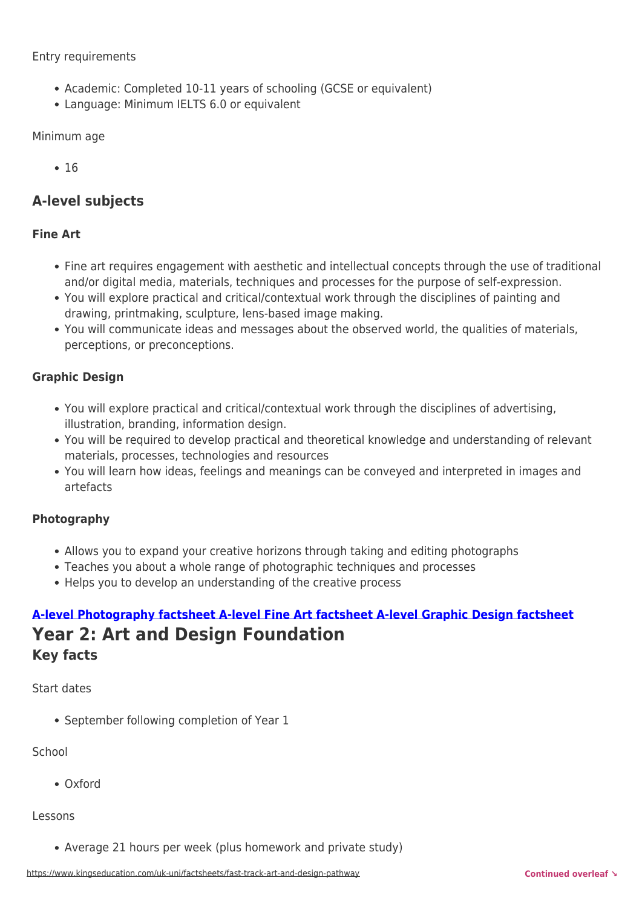Entry requirements

- Academic: Completed 10-11 years of schooling (GCSE or equivalent)
- Language: Minimum IELTS 6.0 or equivalent

Minimum age

- 16

## A-level subjects

### Fine Art

- Fine art requires engagement with aesthetic and intellectual concepts through the use of traditional and/or digital media, materials, techniques and processes for the purpose of self-expression.
- You will explore practical and critical/contextual work through the disciplines of painting and drawing, printmaking, sculpture, lens-based image making.
- You will communicate ideas and messages about the observed world, the qualities of materials, perceptions, or preconceptions.

### Graphic Design

- You will explore practical and critical/contextual work through the disciplines of advertising, illustration, branding, information design.
- You will be required to develop practical and theoretical knowledge and understanding of relevant materials, processes, technologies and resources
- You will learn how ideas, feelings and meanings can be conveyed and interpreted in images and artefacts

### Photography

- Allows you to expand your creative horizons through taking and editing photographs
- Teaches you about a whole range of photographic techniques and processes
- Helps you to develop an understanding of the creative process

**A-level Photography factsheet A-level Fine Art factsheet A-level Graphic Design factsheet**

# Year 2: Art and Design Foundation

## Key facts

Start dates

- September following completion of Year 1

School

- Oxford

Lessons

- Average 21 hours per week (plus homework and private study)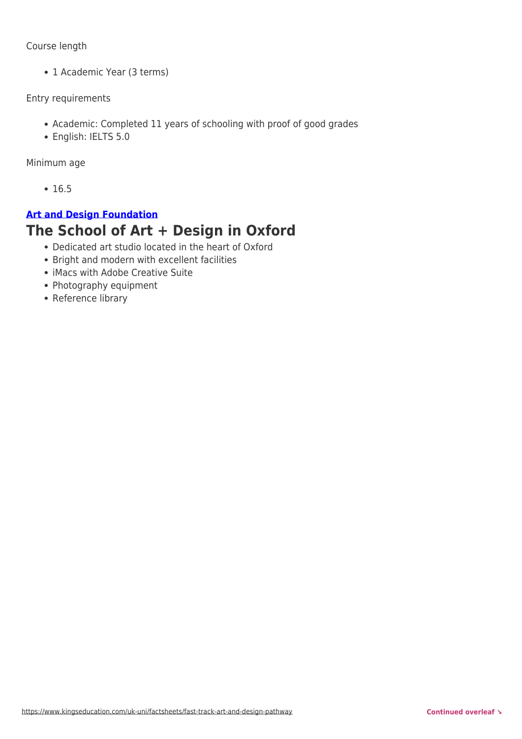Course length

- 1 Academic Year (3 terms)

Entry requirements

- Academic: Completed 11 years of schooling with proof of good grades
- English: IELTS 5.0

Minimum age

- 16.5

**[Art and Design Foundation]**

# The School of Art + Design in Oxford

- Dedicated art studio located in the heart of Oxford
- Bright and modern with excellent facilities
- iMacs with Adobe Creative Suite
- Photography equipment
- Reference library